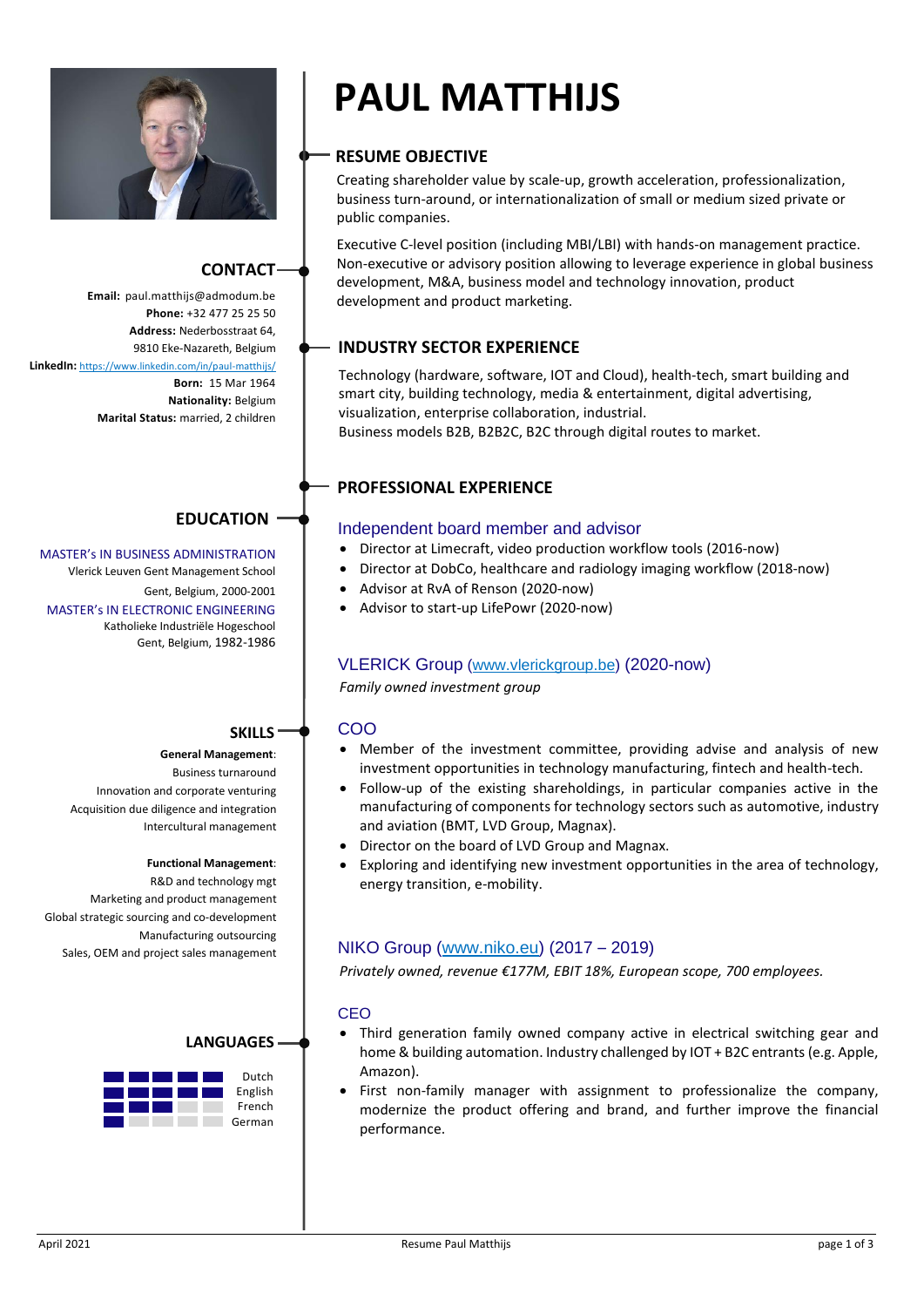# PAUL MATTHIJS

## CONTACT

**Email:** paul.matthijs@admodum.be
**Phone:** +32 477 25 25 50
**Address:** Nederbosstraat 64, 9810 Eke-Nazareth, Belgium
**LinkedIn:** https://www.linkedin.com/in/paul-matthijs/
**Born:** 15 Mar 1964
**Nationality:** Belgium
**Marital Status:** married, 2 children

## EDUCATION

MASTER's IN BUSINESS ADMINISTRATION
Vlerick Leuven Gent Management School
Gent, Belgium, 2000-2001

MASTER's IN ELECTRONIC ENGINEERING
Katholieke Industriële Hogeschool
Gent, Belgium, 1982-1986

## SKILLS

**General Management**:
- Business turnaround
- Innovation and corporate venturing
- Acquisition due diligence and integration
- Intercultural management

**Functional Management**:
- R&D and technology mgt
- Marketing and product management
- Global strategic sourcing and co-development
- Manufacturing outsourcing
- Sales, OEM and project sales management

## LANGUAGES

- Dutch (5/5)
- English (5/5)
- French (3/5)
- German (1/5)

## RESUME OBJECTIVE

Creating shareholder value by scale-up, growth acceleration, professionalization, business turn-around, or internationalization of small or medium sized private or public companies.

Executive C-level position (including MBI/LBI) with hands-on management practice. Non-executive or advisory position allowing to leverage experience in global business development, M&A, business model and technology innovation, product development and product marketing.

## INDUSTRY SECTOR EXPERIENCE

Technology (hardware, software, IOT and Cloud), health-tech, smart building and smart city, building technology, media & entertainment, digital advertising, visualization, enterprise collaboration, industrial.
Business models B2B, B2B2C, B2C through digital routes to market.

## PROFESSIONAL EXPERIENCE

### Independent board member and advisor

- Director at Limecraft, video production workflow tools (2016-now)
- Director at DobCo, healthcare and radiology imaging workflow (2018-now)
- Advisor at RvA of Renson (2020-now)
- Advisor to start-up LifePowr (2020-now)

### VLERICK Group (www.vlerickgroup.be) (2020-now)

*Family owned investment group*

#### COO

- Member of the investment committee, providing advise and analysis of new investment opportunities in technology manufacturing, fintech and health-tech.
- Follow-up of the existing shareholdings, in particular companies active in the manufacturing of components for technology sectors such as automotive, industry and aviation (BMT, LVD Group, Magnax).
- Director on the board of LVD Group and Magnax.
- Exploring and identifying new investment opportunities in the area of technology, energy transition, e-mobility.

### NIKO Group (www.niko.eu) (2017 – 2019)

*Privately owned, revenue €177M, EBIT 18%, European scope, 700 employees.*

#### CEO

- Third generation family owned company active in electrical switching gear and home & building automation. Industry challenged by IOT + B2C entrants (e.g. Apple, Amazon).
- First non-family manager with assignment to professionalize the company, modernize the product offering and brand, and further improve the financial performance.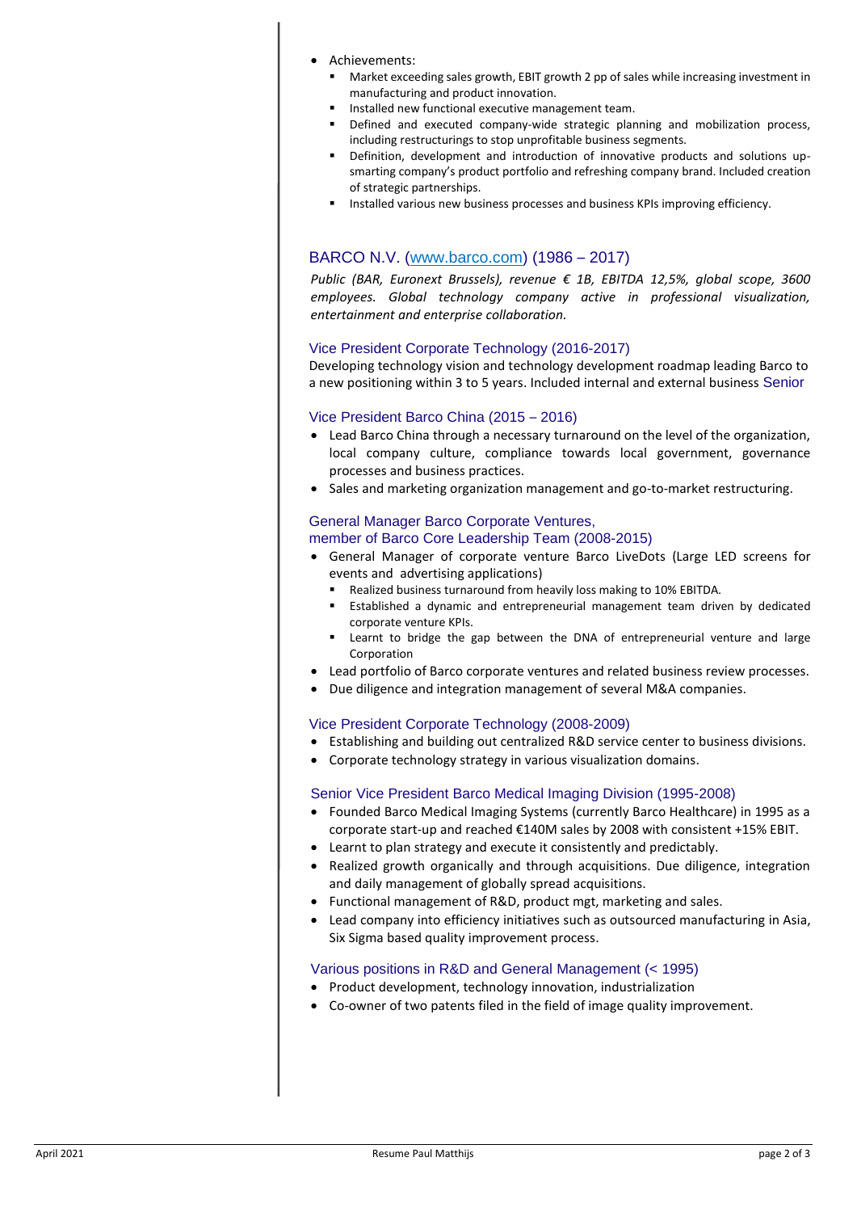- Achievements:
  - Market exceeding sales growth, EBIT growth 2 pp of sales while increasing investment in manufacturing and product innovation.
  - Installed new functional executive management team.
  - Defined and executed company-wide strategic planning and mobilization process, including restructurings to stop unprofitable business segments.
  - Definition, development and introduction of innovative products and solutions up-smarting company's product portfolio and refreshing company brand. Included creation of strategic partnerships.
  - Installed various new business processes and business KPIs improving efficiency.

## BARCO N.V. (www.barco.com) (1986 – 2017)

*Public (BAR, Euronext Brussels), revenue € 1B, EBITDA 12,5%, global scope, 3600 employees. Global technology company active in professional visualization, entertainment and enterprise collaboration.*

### Vice President Corporate Technology (2016-2017)

Developing technology vision and technology development roadmap leading Barco to a new positioning within 3 to 5 years. Included internal and external business Senior

### Vice President Barco China (2015 – 2016)

- Lead Barco China through a necessary turnaround on the level of the organization, local company culture, compliance towards local government, governance processes and business practices.
- Sales and marketing organization management and go-to-market restructuring.

### General Manager Barco Corporate Ventures, member of Barco Core Leadership Team (2008-2015)

- General Manager of corporate venture Barco LiveDots (Large LED screens for events and advertising applications)
  - Realized business turnaround from heavily loss making to 10% EBITDA.
  - Established a dynamic and entrepreneurial management team driven by dedicated corporate venture KPIs.
  - Learnt to bridge the gap between the DNA of entrepreneurial venture and large Corporation
- Lead portfolio of Barco corporate ventures and related business review processes.
- Due diligence and integration management of several M&A companies.

### Vice President Corporate Technology (2008-2009)

- Establishing and building out centralized R&D service center to business divisions.
- Corporate technology strategy in various visualization domains.

### Senior Vice President Barco Medical Imaging Division (1995-2008)

- Founded Barco Medical Imaging Systems (currently Barco Healthcare) in 1995 as a corporate start-up and reached €140M sales by 2008 with consistent +15% EBIT.
- Learnt to plan strategy and execute it consistently and predictably.
- Realized growth organically and through acquisitions. Due diligence, integration and daily management of globally spread acquisitions.
- Functional management of R&D, product mgt, marketing and sales.
- Lead company into efficiency initiatives such as outsourced manufacturing in Asia, Six Sigma based quality improvement process.

### Various positions in R&D and General Management (< 1995)

- Product development, technology innovation, industrialization
- Co-owner of two patents filed in the field of image quality improvement.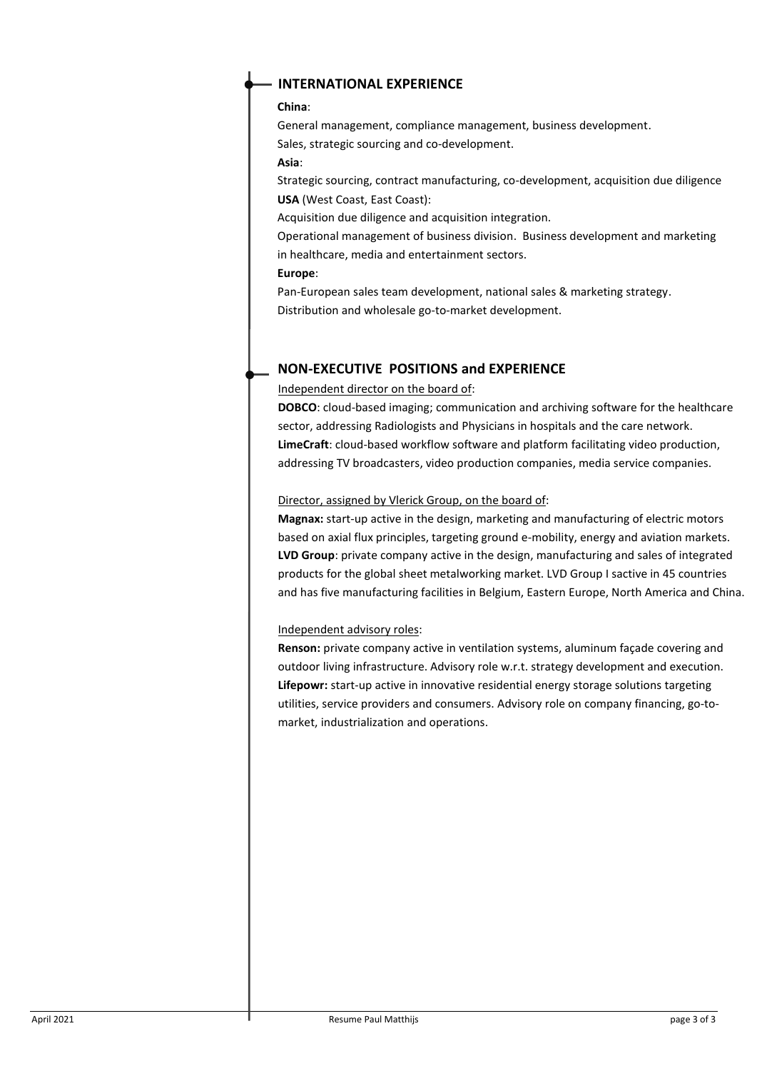## INTERNATIONAL EXPERIENCE

**China**:

General management, compliance management, business development.
Sales, strategic sourcing and co-development.

**Asia**:

Strategic sourcing, contract manufacturing, co-development, acquisition due diligence

**USA** (West Coast, East Coast):

Acquisition due diligence and acquisition integration.
Operational management of business division. Business development and marketing in healthcare, media and entertainment sectors.

**Europe**:

Pan-European sales team development, national sales & marketing strategy.
Distribution and wholesale go-to-market development.

## NON-EXECUTIVE POSITIONS and EXPERIENCE

<u>Independent director on the board of</u>:

**DOBCO**: cloud-based imaging; communication and archiving software for the healthcare sector, addressing Radiologists and Physicians in hospitals and the care network.
**LimeCraft**: cloud-based workflow software and platform facilitating video production, addressing TV broadcasters, video production companies, media service companies.

<u>Director, assigned by Vlerick Group, on the board of</u>:

**Magnax:** start-up active in the design, marketing and manufacturing of electric motors based on axial flux principles, targeting ground e-mobility, energy and aviation markets.
**LVD Group**: private company active in the design, manufacturing and sales of integrated products for the global sheet metalworking market. LVD Group I sactive in 45 countries and has five manufacturing facilities in Belgium, Eastern Europe, North America and China.

<u>Independent advisory roles</u>:

**Renson:** private company active in ventilation systems, aluminum façade covering and outdoor living infrastructure. Advisory role w.r.t. strategy development and execution.
**Lifepowr:** start-up active in innovative residential energy storage solutions targeting utilities, service providers and consumers. Advisory role on company financing, go-to-market, industrialization and operations.